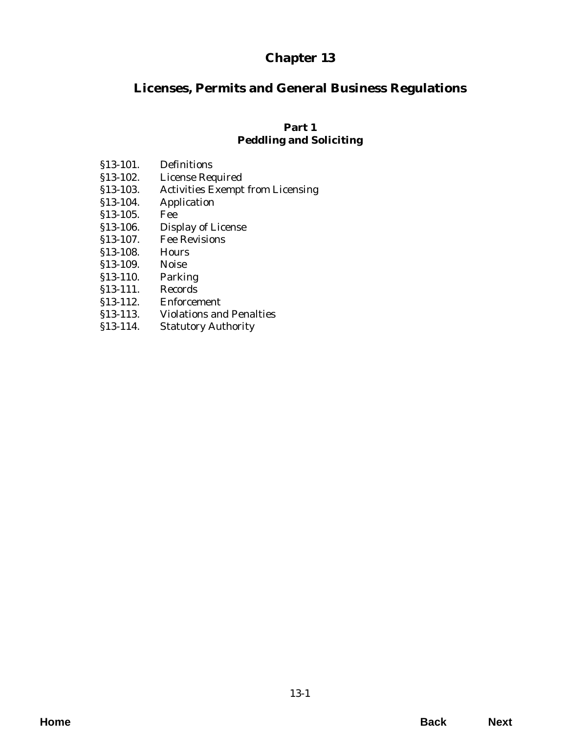# Chapter 13

## Licenses, Permits and General Business Regulations

### Part 1
### Peddling and Soliciting

§13-101. Definitions
§13-102. License Required
§13-103. Activities Exempt from Licensing
§13-104. Application
§13-105. Fee
§13-106. Display of License
§13-107. Fee Revisions
§13-108. Hours
§13-109. Noise
§13-110. Parking
§13-111. Records
§13-112. Enforcement
§13-113. Violations and Penalties
§13-114. Statutory Authority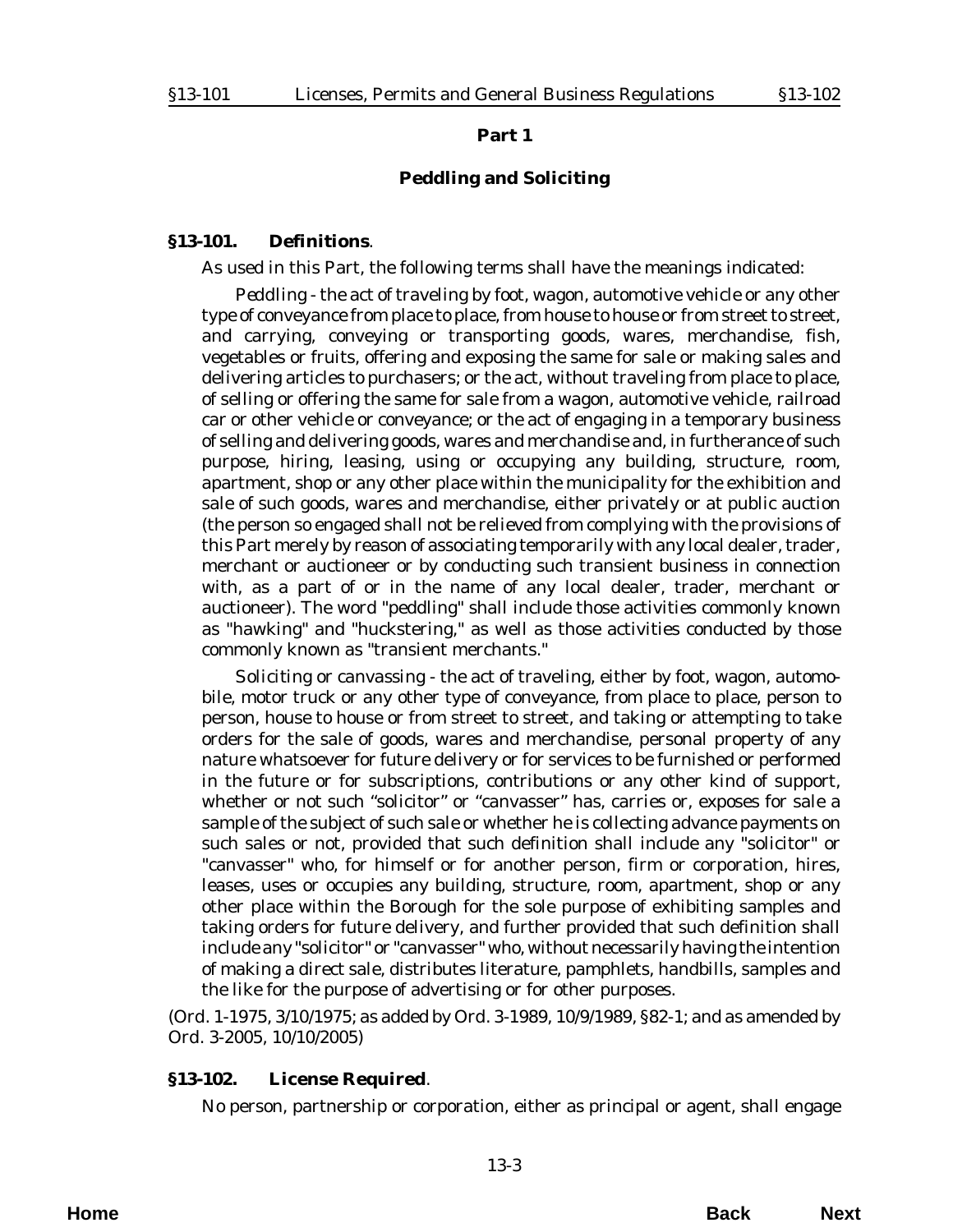## Part 1

## Peddling and Soliciting

### §13-101. Definitions.

As used in this Part, the following terms shall have the meanings indicated:

*Peddling* - the act of traveling by foot, wagon, automotive vehicle or any other type of conveyance from place to place, from house to house or from street to street, and carrying, conveying or transporting goods, wares, merchandise, fish, vegetables or fruits, offering and exposing the same for sale or making sales and delivering articles to purchasers; or the act, without traveling from place to place, of selling or offering the same for sale from a wagon, automotive vehicle, railroad car or other vehicle or conveyance; or the act of engaging in a temporary business of selling and delivering goods, wares and merchandise and, in furtherance of such purpose, hiring, leasing, using or occupying any building, structure, room, apartment, shop or any other place within the municipality for the exhibition and sale of such goods, wares and merchandise, either privately or at public auction (the person so engaged shall not be relieved from complying with the provisions of this Part merely by reason of associating temporarily with any local dealer, trader, merchant or auctioneer or by conducting such transient business in connection with, as a part of or in the name of any local dealer, trader, merchant or auctioneer). The word "peddling" shall include those activities commonly known as "hawking" and "huckstering," as well as those activities conducted by those commonly known as "transient merchants."

*Soliciting or canvassing* - the act of traveling, either by foot, wagon, automobile, motor truck or any other type of conveyance, from place to place, person to person, house to house or from street to street, and taking or attempting to take orders for the sale of goods, wares and merchandise, personal property of any nature whatsoever for future delivery or for services to be furnished or performed in the future or for subscriptions, contributions or any other kind of support, whether or not such "solicitor" or "canvasser" has, carries or, exposes for sale a sample of the subject of such sale or whether he is collecting advance payments on such sales or not, provided that such definition shall include any "solicitor" or "canvasser" who, for himself or for another person, firm or corporation, hires, leases, uses or occupies any building, structure, room, apartment, shop or any other place within the Borough for the sole purpose of exhibiting samples and taking orders for future delivery, and further provided that such definition shall include any "solicitor" or "canvasser" who, without necessarily having the intention of making a direct sale, distributes literature, pamphlets, handbills, samples and the like for the purpose of advertising or for other purposes.

(*Ord. 1-1975, 3/10/1975; as added by Ord. 3-1989, 10/9/1989, §82-1; and as amended by Ord. 3-2005, 10/10/2005*)

### §13-102. License Required.

No person, partnership or corporation, either as principal or agent, shall engage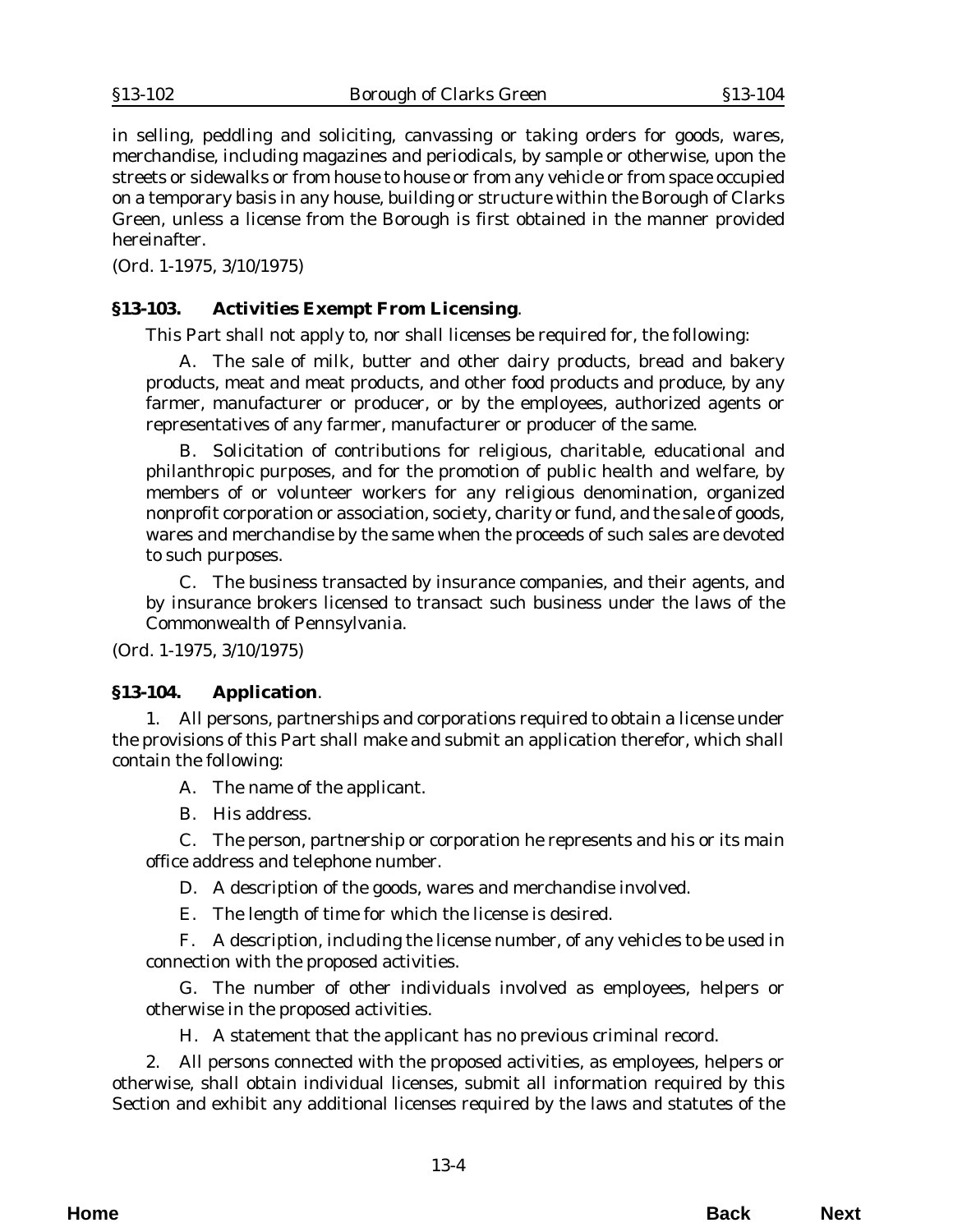in selling, peddling and soliciting, canvassing or taking orders for goods, wares, merchandise, including magazines and periodicals, by sample or otherwise, upon the streets or sidewalks or from house to house or from any vehicle or from space occupied on a temporary basis in any house, building or structure within the Borough of Clarks Green, unless a license from the Borough is first obtained in the manner provided hereinafter.

(Ord. 1-1975, 3/10/1975)

**§13-103. Activities Exempt From Licensing**.

This Part shall not apply to, nor shall licenses be required for, the following:

A. The sale of milk, butter and other dairy products, bread and bakery products, meat and meat products, and other food products and produce, by any farmer, manufacturer or producer, or by the employees, authorized agents or representatives of any farmer, manufacturer or producer of the same.

B. Solicitation of contributions for religious, charitable, educational and philanthropic purposes, and for the promotion of public health and welfare, by members of or volunteer workers for any religious denomination, organized nonprofit corporation or association, society, charity or fund, and the sale of goods, wares and merchandise by the same when the proceeds of such sales are devoted to such purposes.

C. The business transacted by insurance companies, and their agents, and by insurance brokers licensed to transact such business under the laws of the Commonwealth of Pennsylvania.

(Ord. 1-1975, 3/10/1975)

**§13-104. Application**.

1. All persons, partnerships and corporations required to obtain a license under the provisions of this Part shall make and submit an application therefor, which shall contain the following:

A. The name of the applicant.

B. His address.

C. The person, partnership or corporation he represents and his or its main office address and telephone number.

D. A description of the goods, wares and merchandise involved.

E. The length of time for which the license is desired.

F. A description, including the license number, of any vehicles to be used in connection with the proposed activities.

G. The number of other individuals involved as employees, helpers or otherwise in the proposed activities.

H. A statement that the applicant has no previous criminal record.

2. All persons connected with the proposed activities, as employees, helpers or otherwise, shall obtain individual licenses, submit all information required by this Section and exhibit any additional licenses required by the laws and statutes of the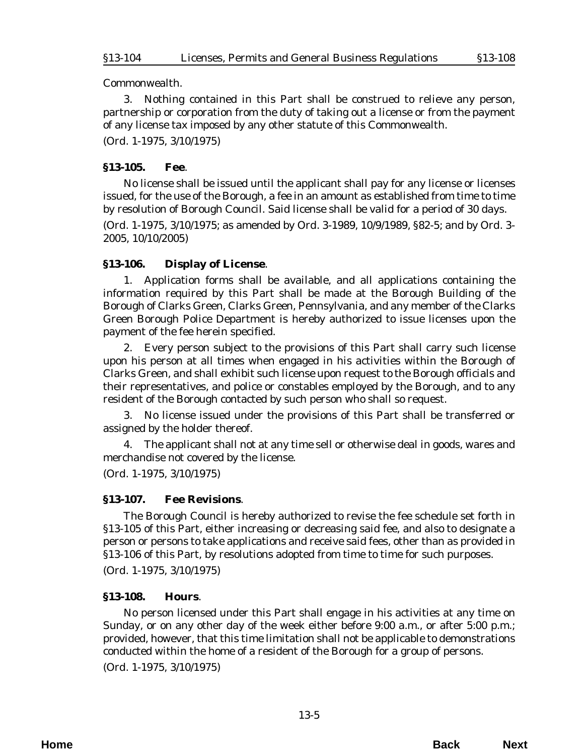Commonwealth.

3. Nothing contained in this Part shall be construed to relieve any person, partnership or corporation from the duty of taking out a license or from the payment of any license tax imposed by any other statute of this Commonwealth.

(*Ord. 1-1975*, 3/10/1975)

### §13-105. Fee.

No license shall be issued until the applicant shall pay for any license or licenses issued, for the use of the Borough, a fee in an amount as established from time to time by resolution of Borough Council. Said license shall be valid for a period of 30 days.

(*Ord. 1-1975*, 3/10/1975; as amended by *Ord. 3-1989*, 10/9/1989, §82-5; and by *Ord. 3-2005*, 10/10/2005)

### §13-106. Display of License.

1. Application forms shall be available, and all applications containing the information required by this Part shall be made at the Borough Building of the Borough of Clarks Green, Clarks Green, Pennsylvania, and any member of the Clarks Green Borough Police Department is hereby authorized to issue licenses upon the payment of the fee herein specified.

2. Every person subject to the provisions of this Part shall carry such license upon his person at all times when engaged in his activities within the Borough of Clarks Green, and shall exhibit such license upon request to the Borough officials and their representatives, and police or constables employed by the Borough, and to any resident of the Borough contacted by such person who shall so request.

3. No license issued under the provisions of this Part shall be transferred or assigned by the holder thereof.

4. The applicant shall not at any time sell or otherwise deal in goods, wares and merchandise not covered by the license.

(*Ord. 1-1975*, 3/10/1975)

### §13-107. Fee Revisions.

The Borough Council is hereby authorized to revise the fee schedule set forth in §13-105 of this Part, either increasing or decreasing said fee, and also to designate a person or persons to take applications and receive said fees, other than as provided in §13-106 of this Part, by resolutions adopted from time to time for such purposes.

(*Ord. 1-1975*, 3/10/1975)

### §13-108. Hours.

No person licensed under this Part shall engage in his activities at any time on Sunday, or on any other day of the week either before 9:00 a.m., or after 5:00 p.m.; provided, however, that this time limitation shall not be applicable to demonstrations conducted within the home of a resident of the Borough for a group of persons.

(*Ord. 1-1975*, 3/10/1975)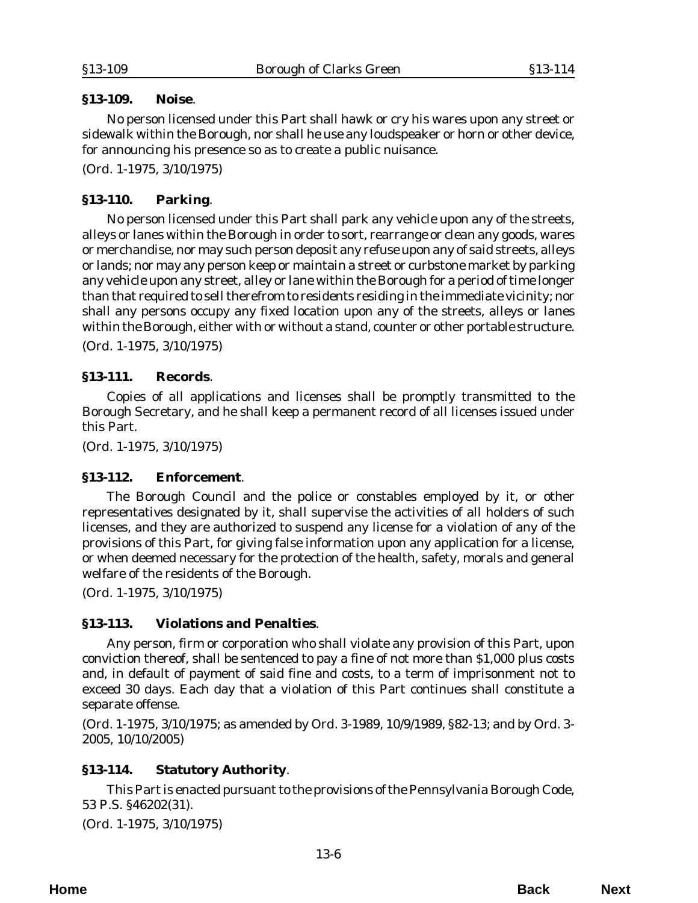**§13-109. Noise**.

No person licensed under this Part shall hawk or cry his wares upon any street or sidewalk within the Borough, nor shall he use any loudspeaker or horn or other device, for announcing his presence so as to create a public nuisance.

(*Ord. 1-1975*, 3/10/1975)

**§13-110. Parking**.

No person licensed under this Part shall park any vehicle upon any of the streets, alleys or lanes within the Borough in order to sort, rearrange or clean any goods, wares or merchandise, nor may such person deposit any refuse upon any of said streets, alleys or lands; nor may any person keep or maintain a street or curbstone market by parking any vehicle upon any street, alley or lane within the Borough for a period of time longer than that required to sell therefrom to residents residing in the immediate vicinity; nor shall any persons occupy any fixed location upon any of the streets, alleys or lanes within the Borough, either with or without a stand, counter or other portable structure.

(*Ord. 1-1975*, 3/10/1975)

**§13-111. Records**.

Copies of all applications and licenses shall be promptly transmitted to the Borough Secretary, and he shall keep a permanent record of all licenses issued under this Part.

(*Ord. 1-1975*, 3/10/1975)

**§13-112. Enforcement**.

The Borough Council and the police or constables employed by it, or other representatives designated by it, shall supervise the activities of all holders of such licenses, and they are authorized to suspend any license for a violation of any of the provisions of this Part, for giving false information upon any application for a license, or when deemed necessary for the protection of the health, safety, morals and general welfare of the residents of the Borough.

(*Ord. 1-1975*, 3/10/1975)

**§13-113. Violations and Penalties**.

Any person, firm or corporation who shall violate any provision of this Part, upon conviction thereof, shall be sentenced to pay a fine of not more than $1,000 plus costs and, in default of payment of said fine and costs, to a term of imprisonment not to exceed 30 days. Each day that a violation of this Part continues shall constitute a separate offense.

(*Ord. 1-1975*, 3/10/1975; as amended by *Ord. 3-1989*, 10/9/1989, §82-13; and by *Ord. 3-2005*, 10/10/2005)

**§13-114. Statutory Authority**.

This Part is enacted pursuant to the provisions of the Pennsylvania Borough Code, 53 P.S. §46202(31).

(*Ord. 1-1975*, 3/10/1975)